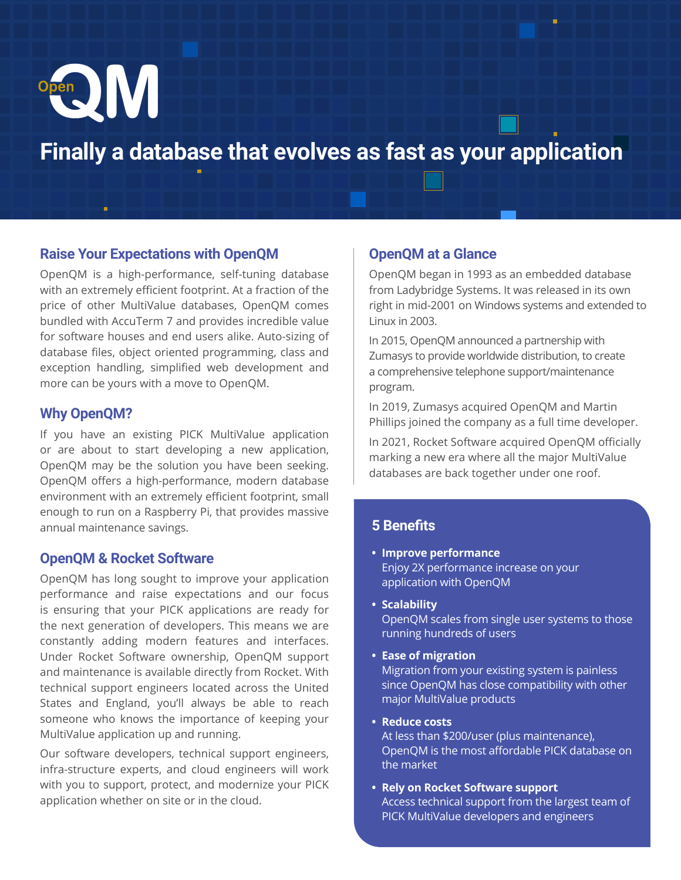# OpenQM

## Finally a database that evolves as fast as your application

### Raise Your Expectations with OpenQM

OpenQM is a high-performance, self-tuning database with an extremely efficient footprint. At a fraction of the price of other MultiValue databases, OpenQM comes bundled with AccuTerm 7 and provides incredible value for software houses and end users alike. Auto-sizing of database files, object oriented programming, class and exception handling, simplified web development and more can be yours with a move to OpenQM.

### Why OpenQM?

If you have an existing PICK MultiValue application or are about to start developing a new application, OpenQM may be the solution you have been seeking. OpenQM offers a high-performance, modern database environment with an extremely efficient footprint, small enough to run on a Raspberry Pi, that provides massive annual maintenance savings.

### OpenQM & Rocket Software

OpenQM has long sought to improve your application performance and raise expectations and our focus is ensuring that your PICK applications are ready for the next generation of developers. This means we are constantly adding modern features and interfaces. Under Rocket Software ownership, OpenQM support and maintenance is available directly from Rocket. With technical support engineers located across the United States and England, you'll always be able to reach someone who knows the importance of keeping your MultiValue application up and running.

Our software developers, technical support engineers, infra-structure experts, and cloud engineers will work with you to support, protect, and modernize your PICK application whether on site or in the cloud.

### OpenQM at a Glance

OpenQM began in 1993 as an embedded database from Ladybridge Systems. It was released in its own right in mid-2001 on Windows systems and extended to Linux in 2003.

In 2015, OpenQM announced a partnership with Zumasys to provide worldwide distribution, to create a comprehensive telephone support/maintenance program.

In 2019, Zumasys acquired OpenQM and Martin Phillips joined the company as a full time developer.

In 2021, Rocket Software acquired OpenQM officially marking a new era where all the major MultiValue databases are back together under one roof.

### 5 Benefits

- **Improve performance**
  Enjoy 2X performance increase on your application with OpenQM
- **Scalability**
  OpenQM scales from single user systems to those running hundreds of users
- **Ease of migration**
  Migration from your existing system is painless since OpenQM has close compatibility with other major MultiValue products
- **Reduce costs**
  At less than $200/user (plus maintenance), OpenQM is the most affordable PICK database on the market
- **Rely on Rocket Software support**
  Access technical support from the largest team of PICK MultiValue developers and engineers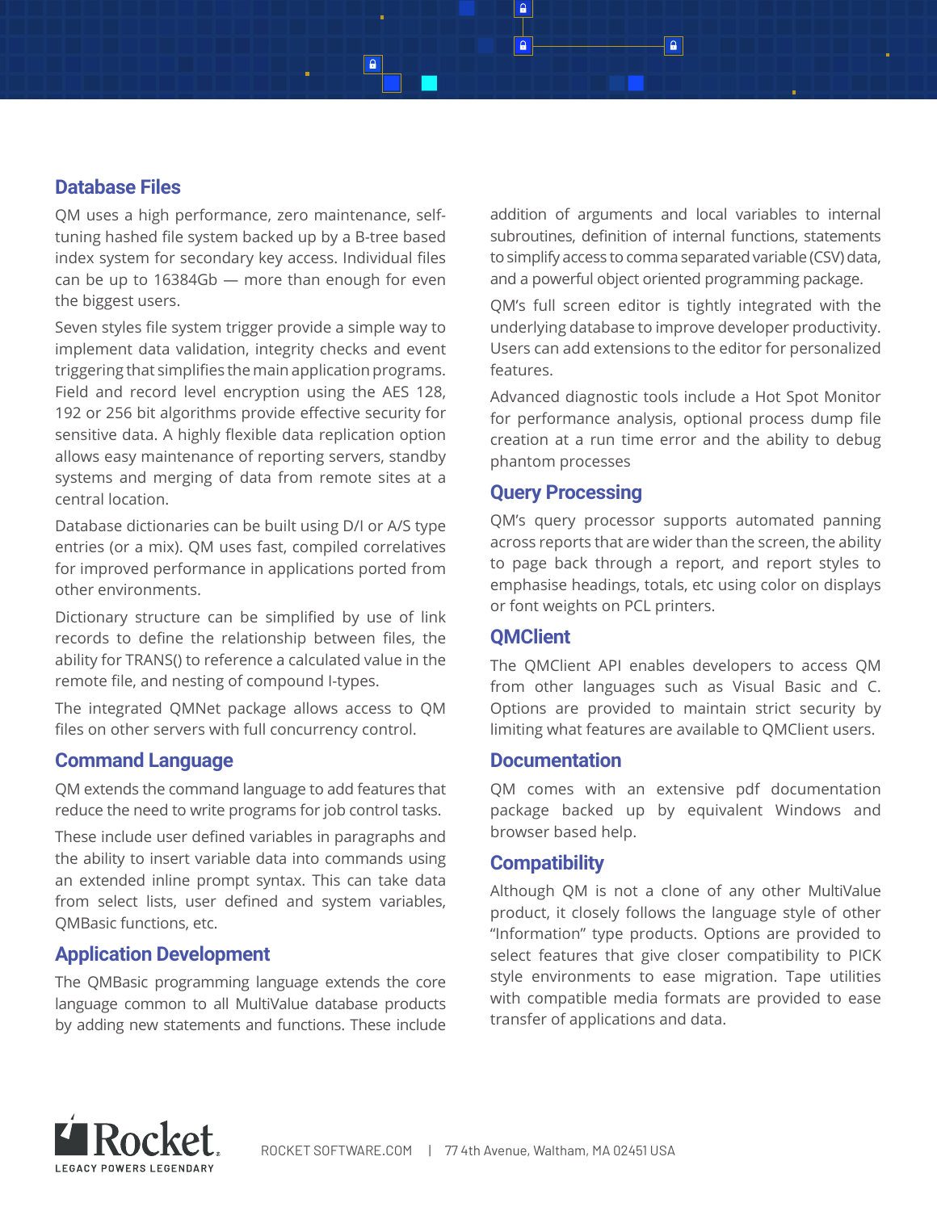## Database Files

QM uses a high performance, zero maintenance, self-tuning hashed file system backed up by a B-tree based index system for secondary key access. Individual files can be up to 16384Gb — more than enough for even the biggest users.

Seven styles file system trigger provide a simple way to implement data validation, integrity checks and event triggering that simplifies the main application programs. Field and record level encryption using the AES 128, 192 or 256 bit algorithms provide effective security for sensitive data. A highly flexible data replication option allows easy maintenance of reporting servers, standby systems and merging of data from remote sites at a central location.

Database dictionaries can be built using D/I or A/S type entries (or a mix). QM uses fast, compiled correlatives for improved performance in applications ported from other environments.

Dictionary structure can be simplified by use of link records to define the relationship between files, the ability for TRANS() to reference a calculated value in the remote file, and nesting of compound I-types.

The integrated QMNet package allows access to QM files on other servers with full concurrency control.

## Command Language

QM extends the command language to add features that reduce the need to write programs for job control tasks.

These include user defined variables in paragraphs and the ability to insert variable data into commands using an extended inline prompt syntax. This can take data from select lists, user defined and system variables, QMBasic functions, etc.

## Application Development

The QMBasic programming language extends the core language common to all MultiValue database products by adding new statements and functions. These include addition of arguments and local variables to internal subroutines, definition of internal functions, statements to simplify access to comma separated variable (CSV) data, and a powerful object oriented programming package.

QM's full screen editor is tightly integrated with the underlying database to improve developer productivity. Users can add extensions to the editor for personalized features.

Advanced diagnostic tools include a Hot Spot Monitor for performance analysis, optional process dump file creation at a run time error and the ability to debug phantom processes

## Query Processing

QM's query processor supports automated panning across reports that are wider than the screen, the ability to page back through a report, and report styles to emphasise headings, totals, etc using color on displays or font weights on PCL printers.

## QMClient

The QMClient API enables developers to access QM from other languages such as Visual Basic and C. Options are provided to maintain strict security by limiting what features are available to QMClient users.

## Documentation

QM comes with an extensive pdf documentation package backed up by equivalent Windows and browser based help.

## Compatibility

Although QM is not a clone of any other MultiValue product, it closely follows the language style of other "Information" type products. Options are provided to select features that give closer compatibility to PICK style environments to ease migration. Tape utilities with compatible media formats are provided to ease transfer of applications and data.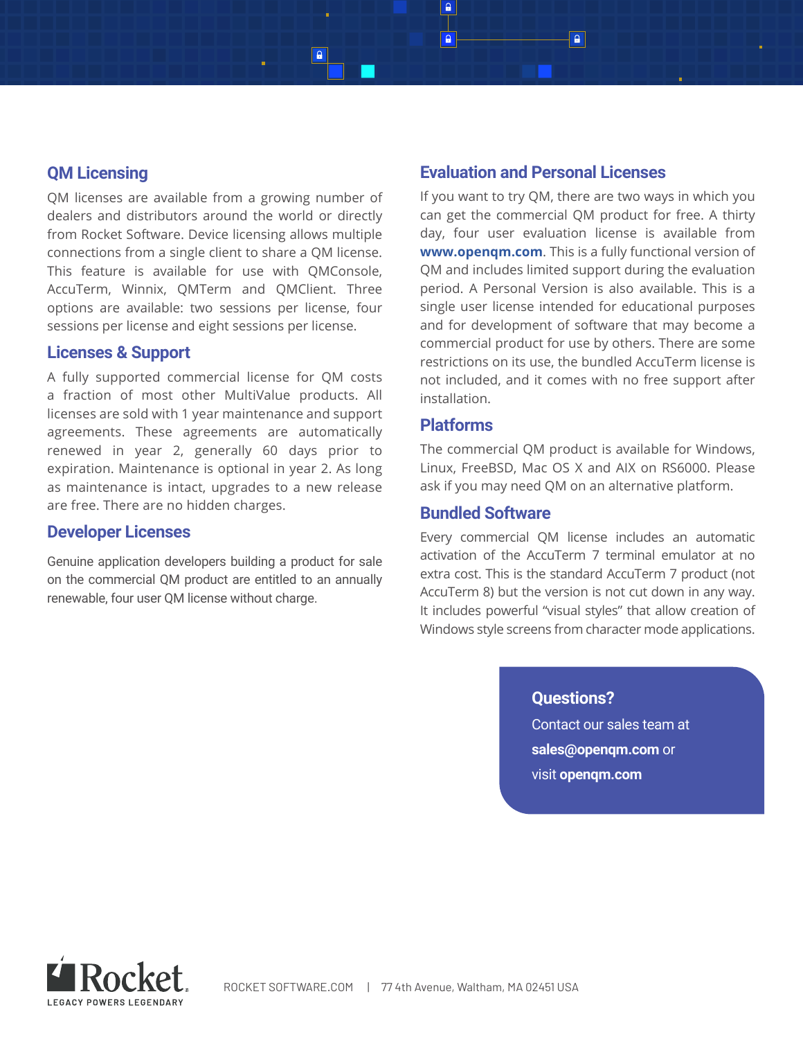## QM Licensing

QM licenses are available from a growing number of dealers and distributors around the world or directly from Rocket Software. Device licensing allows multiple connections from a single client to share a QM license. This feature is available for use with QMConsole, AccuTerm, Winnix, QMTerm and QMClient. Three options are available: two sessions per license, four sessions per license and eight sessions per license.

## Licenses & Support

A fully supported commercial license for QM costs a fraction of most other MultiValue products. All licenses are sold with 1 year maintenance and support agreements. These agreements are automatically renewed in year 2, generally 60 days prior to expiration. Maintenance is optional in year 2. As long as maintenance is intact, upgrades to a new release are free. There are no hidden charges.

## Developer Licenses

Genuine application developers building a product for sale on the commercial QM product are entitled to an annually renewable, four user QM license without charge.

## Evaluation and Personal Licenses

If you want to try QM, there are two ways in which you can get the commercial QM product for free. A thirty day, four user evaluation license is available from **www.openqm.com**. This is a fully functional version of QM and includes limited support during the evaluation period. A Personal Version is also available. This is a single user license intended for educational purposes and for development of software that may become a commercial product for use by others. There are some restrictions on its use, the bundled AccuTerm license is not included, and it comes with no free support after installation.

## Platforms

The commercial QM product is available for Windows, Linux, FreeBSD, Mac OS X and AIX on RS6000. Please ask if you may need QM on an alternative platform.

## Bundled Software

Every commercial QM license includes an automatic activation of the AccuTerm 7 terminal emulator at no extra cost. This is the standard AccuTerm 7 product (not AccuTerm 8) but the version is not cut down in any way. It includes powerful "visual styles" that allow creation of Windows style screens from character mode applications.

### Questions?

Contact our sales team at **sales@openqm.com** or visit **openqm.com**

Rocket
LEGACY POWERS LEGENDARY

ROCKET SOFTWARE.COM | 77 4th Avenue, Waltham, MA 02451 USA